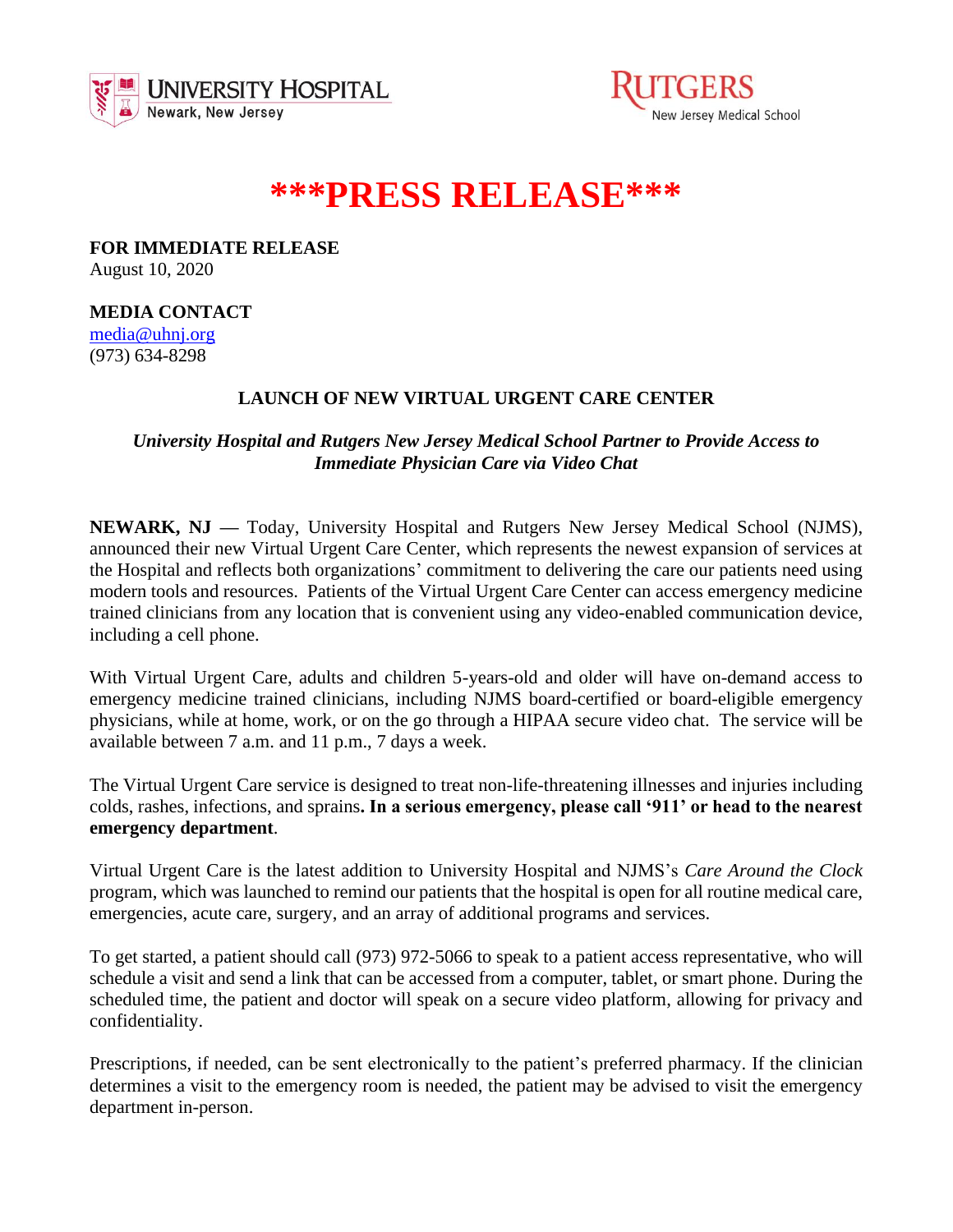UNIVERSITY HOSPITAL
Newark, New Jersey

RUTGERS
New Jersey Medical School

# ***PRESS RELEASE***

**FOR IMMEDIATE RELEASE**
August 10, 2020

**MEDIA CONTACT**
media@uhnj.org
(973) 634-8298

## LAUNCH OF NEW VIRTUAL URGENT CARE CENTER

***University Hospital and Rutgers New Jersey Medical School Partner to Provide Access to Immediate Physician Care via Video Chat***

**NEWARK, NJ —** Today, University Hospital and Rutgers New Jersey Medical School (NJMS), announced their new Virtual Urgent Care Center, which represents the newest expansion of services at the Hospital and reflects both organizations' commitment to delivering the care our patients need using modern tools and resources. Patients of the Virtual Urgent Care Center can access emergency medicine trained clinicians from any location that is convenient using any video-enabled communication device, including a cell phone.

With Virtual Urgent Care, adults and children 5-years-old and older will have on-demand access to emergency medicine trained clinicians, including NJMS board-certified or board-eligible emergency physicians, while at home, work, or on the go through a HIPAA secure video chat. The service will be available between 7 a.m. and 11 p.m., 7 days a week.

The Virtual Urgent Care service is designed to treat non-life-threatening illnesses and injuries including colds, rashes, infections, and sprains**. In a serious emergency, please call '911' or head to the nearest emergency department**.

Virtual Urgent Care is the latest addition to University Hospital and NJMS's *Care Around the Clock* program, which was launched to remind our patients that the hospital is open for all routine medical care, emergencies, acute care, surgery, and an array of additional programs and services.

To get started, a patient should call (973) 972-5066 to speak to a patient access representative, who will schedule a visit and send a link that can be accessed from a computer, tablet, or smart phone. During the scheduled time, the patient and doctor will speak on a secure video platform, allowing for privacy and confidentiality.

Prescriptions, if needed, can be sent electronically to the patient's preferred pharmacy. If the clinician determines a visit to the emergency room is needed, the patient may be advised to visit the emergency department in-person.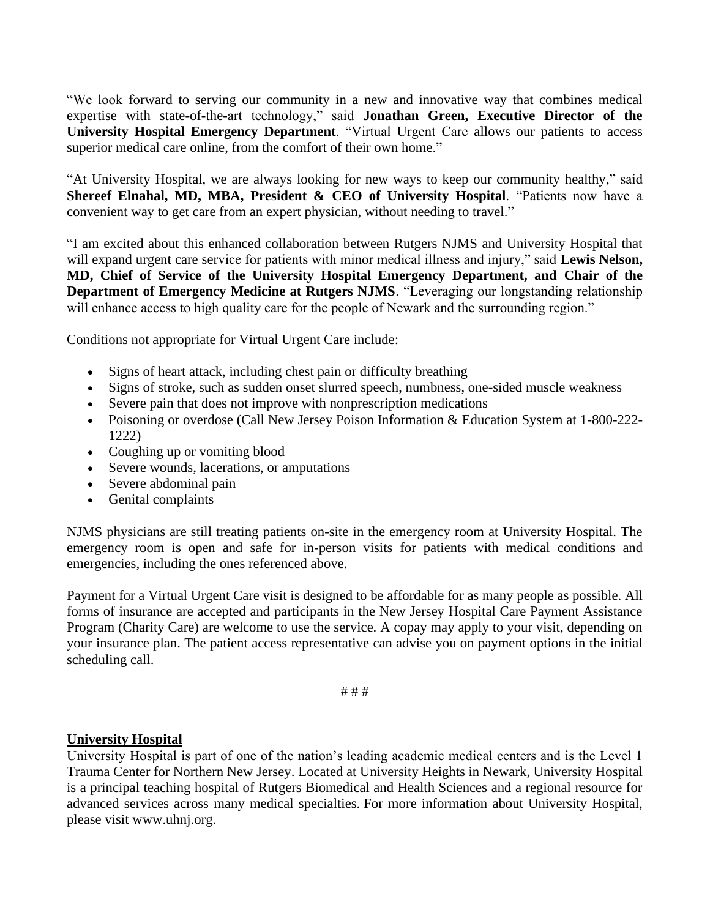"We look forward to serving our community in a new and innovative way that combines medical expertise with state-of-the-art technology," said **Jonathan Green, Executive Director of the University Hospital Emergency Department**. "Virtual Urgent Care allows our patients to access superior medical care online, from the comfort of their own home."

"At University Hospital, we are always looking for new ways to keep our community healthy," said **Shereef Elnahal, MD, MBA, President & CEO of University Hospital**. "Patients now have a convenient way to get care from an expert physician, without needing to travel."

"I am excited about this enhanced collaboration between Rutgers NJMS and University Hospital that will expand urgent care service for patients with minor medical illness and injury," said **Lewis Nelson, MD, Chief of Service of the University Hospital Emergency Department, and Chair of the Department of Emergency Medicine at Rutgers NJMS**. "Leveraging our longstanding relationship will enhance access to high quality care for the people of Newark and the surrounding region."

Conditions not appropriate for Virtual Urgent Care include:

- Signs of heart attack, including chest pain or difficulty breathing
- Signs of stroke, such as sudden onset slurred speech, numbness, one-sided muscle weakness
- Severe pain that does not improve with nonprescription medications
- Poisoning or overdose (Call New Jersey Poison Information & Education System at 1-800-222-1222)
- Coughing up or vomiting blood
- Severe wounds, lacerations, or amputations
- Severe abdominal pain
- Genital complaints

NJMS physicians are still treating patients on-site in the emergency room at University Hospital. The emergency room is open and safe for in-person visits for patients with medical conditions and emergencies, including the ones referenced above.

Payment for a Virtual Urgent Care visit is designed to be affordable for as many people as possible. All forms of insurance are accepted and participants in the New Jersey Hospital Care Payment Assistance Program (Charity Care) are welcome to use the service. A copay may apply to your visit, depending on your insurance plan. The patient access representative can advise you on payment options in the initial scheduling call.

# # #

**University Hospital**

University Hospital is part of one of the nation's leading academic medical centers and is the Level 1 Trauma Center for Northern New Jersey. Located at University Heights in Newark, University Hospital is a principal teaching hospital of Rutgers Biomedical and Health Sciences and a regional resource for advanced services across many medical specialties. For more information about University Hospital, please visit www.uhnj.org.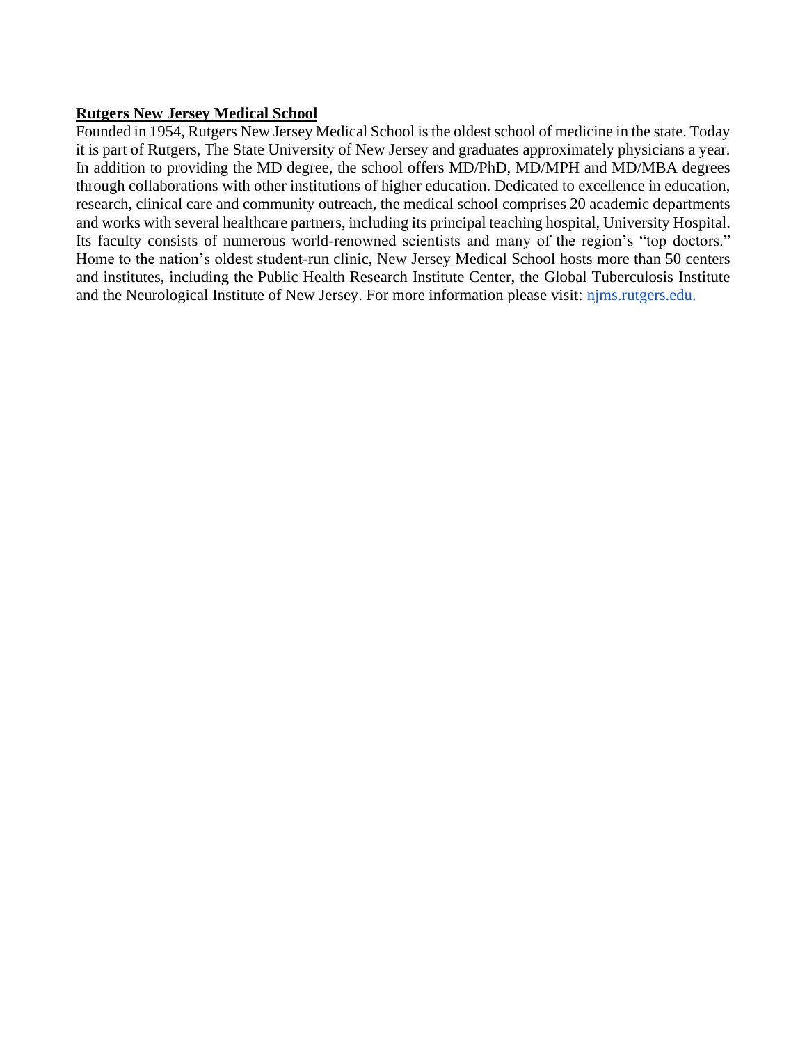**Rutgers New Jersey Medical School**

Founded in 1954, Rutgers New Jersey Medical School is the oldest school of medicine in the state. Today it is part of Rutgers, The State University of New Jersey and graduates approximately physicians a year. In addition to providing the MD degree, the school offers MD/PhD, MD/MPH and MD/MBA degrees through collaborations with other institutions of higher education. Dedicated to excellence in education, research, clinical care and community outreach, the medical school comprises 20 academic departments and works with several healthcare partners, including its principal teaching hospital, University Hospital. Its faculty consists of numerous world-renowned scientists and many of the region's "top doctors." Home to the nation's oldest student-run clinic, New Jersey Medical School hosts more than 50 centers and institutes, including the Public Health Research Institute Center, the Global Tuberculosis Institute and the Neurological Institute of New Jersey. For more information please visit: njms.rutgers.edu.